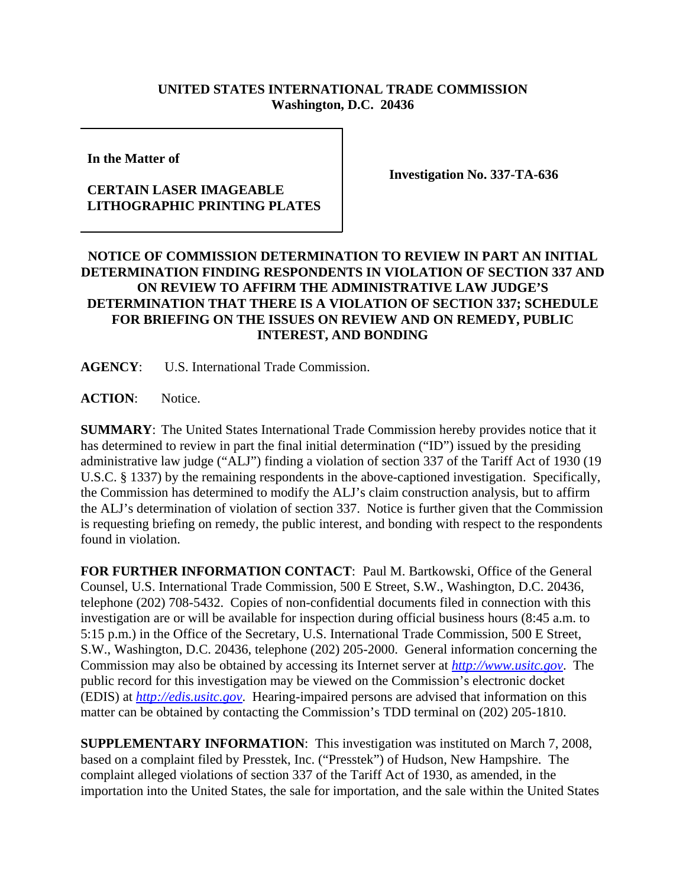**UNITED STATES INTERNATIONAL TRADE COMMISSION**
**Washington, D.C. 20436**

| | |
|---|---|
| **In the Matter of**<br><br>**CERTAIN LASER IMAGEABLE LITHOGRAPHIC PRINTING PLATES** | **Investigation No. 337-TA-636** |

**NOTICE OF COMMISSION DETERMINATION TO REVIEW IN PART AN INITIAL DETERMINATION FINDING RESPONDENTS IN VIOLATION OF SECTION 337 AND ON REVIEW TO AFFIRM THE ADMINISTRATIVE LAW JUDGE'S DETERMINATION THAT THERE IS A VIOLATION OF SECTION 337; SCHEDULE FOR BRIEFING ON THE ISSUES ON REVIEW AND ON REMEDY, PUBLIC INTEREST, AND BONDING**

**AGENCY**: U.S. International Trade Commission.

**ACTION**: Notice.

**SUMMARY**: The United States International Trade Commission hereby provides notice that it has determined to review in part the final initial determination ("ID") issued by the presiding administrative law judge ("ALJ") finding a violation of section 337 of the Tariff Act of 1930 (19 U.S.C. § 1337) by the remaining respondents in the above-captioned investigation. Specifically, the Commission has determined to modify the ALJ's claim construction analysis, but to affirm the ALJ's determination of violation of section 337. Notice is further given that the Commission is requesting briefing on remedy, the public interest, and bonding with respect to the respondents found in violation.

**FOR FURTHER INFORMATION CONTACT**: Paul M. Bartkowski, Office of the General Counsel, U.S. International Trade Commission, 500 E Street, S.W., Washington, D.C. 20436, telephone (202) 708-5432. Copies of non-confidential documents filed in connection with this investigation are or will be available for inspection during official business hours (8:45 a.m. to 5:15 p.m.) in the Office of the Secretary, U.S. International Trade Commission, 500 E Street, S.W., Washington, D.C. 20436, telephone (202) 205-2000. General information concerning the Commission may also be obtained by accessing its Internet server at *http://www.usitc.gov*. The public record for this investigation may be viewed on the Commission's electronic docket (EDIS) at *http://edis.usitc.gov*. Hearing-impaired persons are advised that information on this matter can be obtained by contacting the Commission's TDD terminal on (202) 205-1810.

**SUPPLEMENTARY INFORMATION**: This investigation was instituted on March 7, 2008, based on a complaint filed by Presstek, Inc. ("Presstek") of Hudson, New Hampshire. The complaint alleged violations of section 337 of the Tariff Act of 1930, as amended, in the importation into the United States, the sale for importation, and the sale within the United States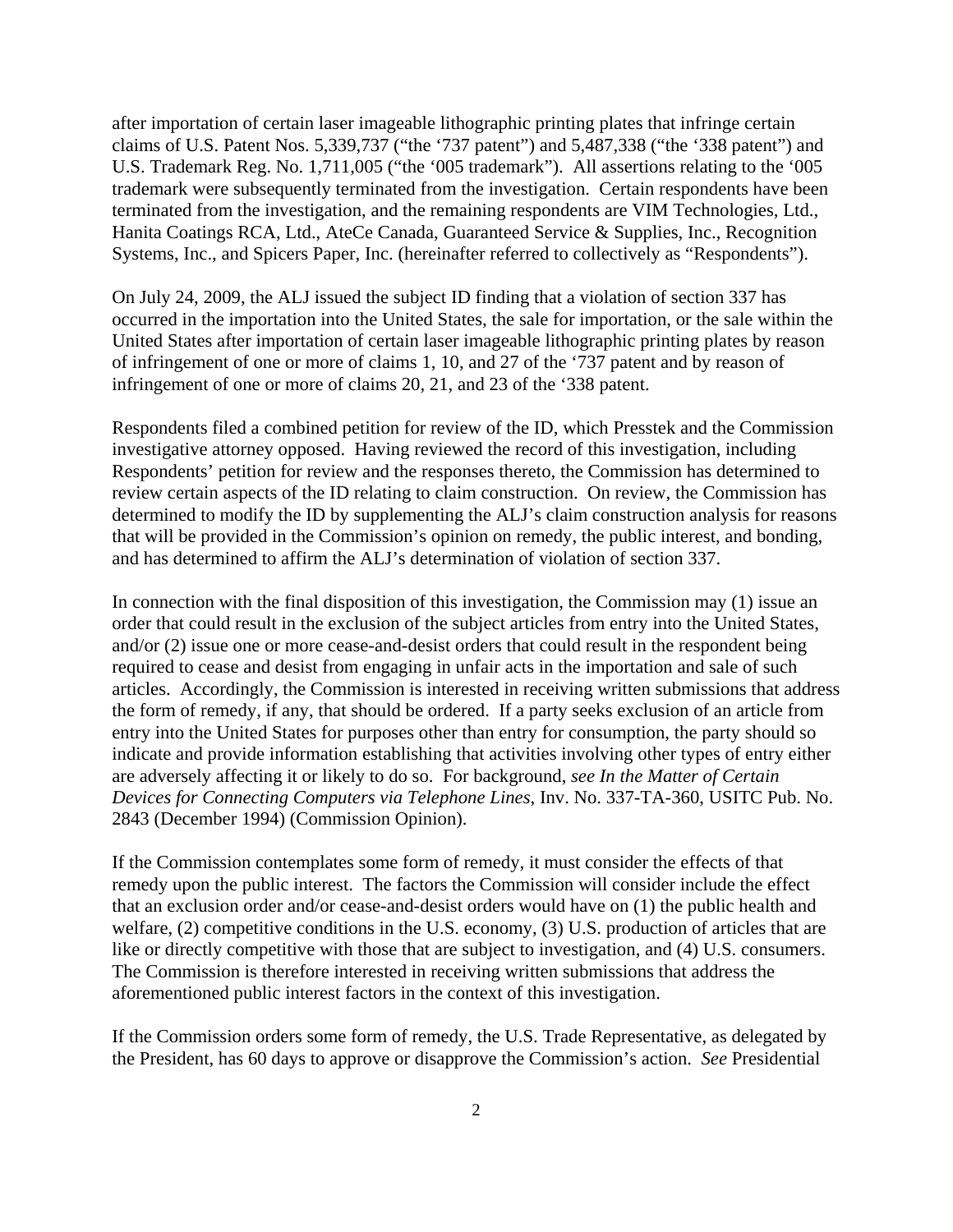after importation of certain laser imageable lithographic printing plates that infringe certain claims of U.S. Patent Nos. 5,339,737 ("the '737 patent") and 5,487,338 ("the '338 patent") and U.S. Trademark Reg. No. 1,711,005 ("the '005 trademark"). All assertions relating to the '005 trademark were subsequently terminated from the investigation. Certain respondents have been terminated from the investigation, and the remaining respondents are VIM Technologies, Ltd., Hanita Coatings RCA, Ltd., AteCe Canada, Guaranteed Service & Supplies, Inc., Recognition Systems, Inc., and Spicers Paper, Inc. (hereinafter referred to collectively as "Respondents").

On July 24, 2009, the ALJ issued the subject ID finding that a violation of section 337 has occurred in the importation into the United States, the sale for importation, or the sale within the United States after importation of certain laser imageable lithographic printing plates by reason of infringement of one or more of claims 1, 10, and 27 of the '737 patent and by reason of infringement of one or more of claims 20, 21, and 23 of the '338 patent.

Respondents filed a combined petition for review of the ID, which Presstek and the Commission investigative attorney opposed. Having reviewed the record of this investigation, including Respondents' petition for review and the responses thereto, the Commission has determined to review certain aspects of the ID relating to claim construction. On review, the Commission has determined to modify the ID by supplementing the ALJ's claim construction analysis for reasons that will be provided in the Commission's opinion on remedy, the public interest, and bonding, and has determined to affirm the ALJ's determination of violation of section 337.

In connection with the final disposition of this investigation, the Commission may (1) issue an order that could result in the exclusion of the subject articles from entry into the United States, and/or (2) issue one or more cease-and-desist orders that could result in the respondent being required to cease and desist from engaging in unfair acts in the importation and sale of such articles. Accordingly, the Commission is interested in receiving written submissions that address the form of remedy, if any, that should be ordered. If a party seeks exclusion of an article from entry into the United States for purposes other than entry for consumption, the party should so indicate and provide information establishing that activities involving other types of entry either are adversely affecting it or likely to do so. For background, *see In the Matter of Certain Devices for Connecting Computers via Telephone Lines*, Inv. No. 337-TA-360, USITC Pub. No. 2843 (December 1994) (Commission Opinion).

If the Commission contemplates some form of remedy, it must consider the effects of that remedy upon the public interest. The factors the Commission will consider include the effect that an exclusion order and/or cease-and-desist orders would have on (1) the public health and welfare, (2) competitive conditions in the U.S. economy, (3) U.S. production of articles that are like or directly competitive with those that are subject to investigation, and (4) U.S. consumers. The Commission is therefore interested in receiving written submissions that address the aforementioned public interest factors in the context of this investigation.

If the Commission orders some form of remedy, the U.S. Trade Representative, as delegated by the President, has 60 days to approve or disapprove the Commission's action. *See* Presidential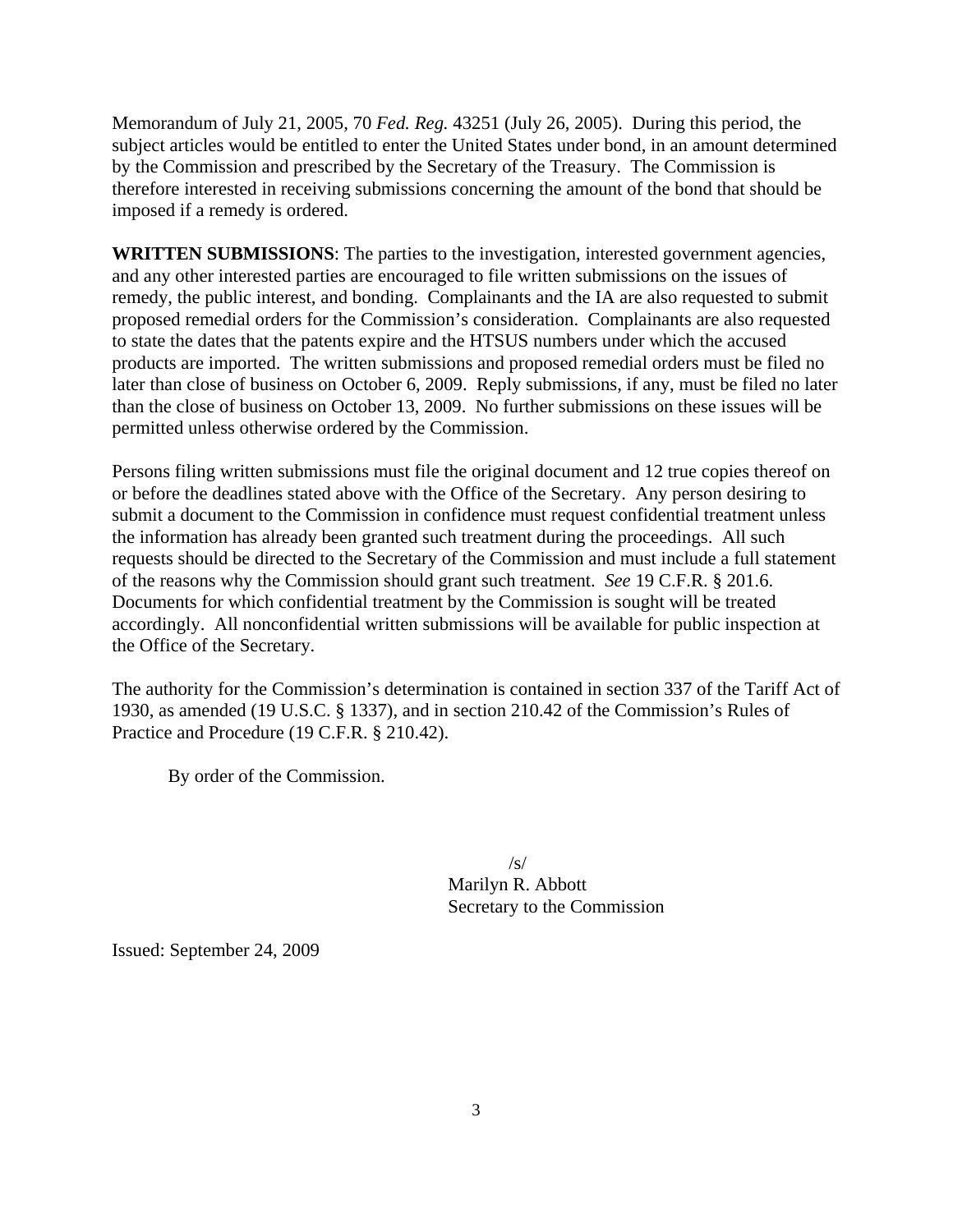Memorandum of July 21, 2005, 70 *Fed. Reg.* 43251 (July 26, 2005). During this period, the subject articles would be entitled to enter the United States under bond, in an amount determined by the Commission and prescribed by the Secretary of the Treasury. The Commission is therefore interested in receiving submissions concerning the amount of the bond that should be imposed if a remedy is ordered.

**WRITTEN SUBMISSIONS**: The parties to the investigation, interested government agencies, and any other interested parties are encouraged to file written submissions on the issues of remedy, the public interest, and bonding. Complainants and the IA are also requested to submit proposed remedial orders for the Commission's consideration. Complainants are also requested to state the dates that the patents expire and the HTSUS numbers under which the accused products are imported. The written submissions and proposed remedial orders must be filed no later than close of business on October 6, 2009. Reply submissions, if any, must be filed no later than the close of business on October 13, 2009. No further submissions on these issues will be permitted unless otherwise ordered by the Commission.

Persons filing written submissions must file the original document and 12 true copies thereof on or before the deadlines stated above with the Office of the Secretary. Any person desiring to submit a document to the Commission in confidence must request confidential treatment unless the information has already been granted such treatment during the proceedings. All such requests should be directed to the Secretary of the Commission and must include a full statement of the reasons why the Commission should grant such treatment. *See* 19 C.F.R. § 201.6. Documents for which confidential treatment by the Commission is sought will be treated accordingly. All nonconfidential written submissions will be available for public inspection at the Office of the Secretary.

The authority for the Commission's determination is contained in section 337 of the Tariff Act of 1930, as amended (19 U.S.C. § 1337), and in section 210.42 of the Commission's Rules of Practice and Procedure (19 C.F.R. § 210.42).

By order of the Commission.

/s/
Marilyn R. Abbott
Secretary to the Commission

Issued: September 24, 2009